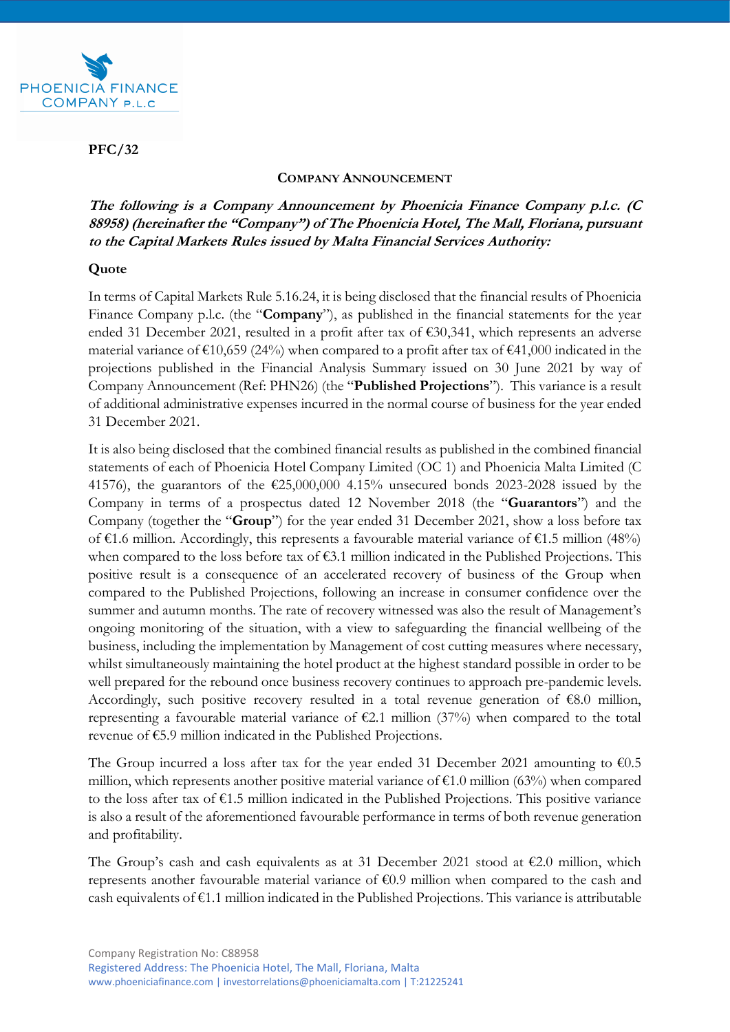**PFC/32**

**COMPANY ANNOUNCEMENT**

***The following is a Company Announcement by Phoenicia Finance Company p.l.c. (C 88958) (hereinafter the "Company") of The Phoenicia Hotel, The Mall, Floriana, pursuant to the Capital Markets Rules issued by Malta Financial Services Authority:***

**Quote**

In terms of Capital Markets Rule 5.16.24, it is being disclosed that the financial results of Phoenicia Finance Company p.l.c. (the "**Company**"), as published in the financial statements for the year ended 31 December 2021, resulted in a profit after tax of €30,341, which represents an adverse material variance of €10,659 (24%) when compared to a profit after tax of €41,000 indicated in the projections published in the Financial Analysis Summary issued on 30 June 2021 by way of Company Announcement (Ref: PHN26) (the "**Published Projections**"). This variance is a result of additional administrative expenses incurred in the normal course of business for the year ended 31 December 2021.

It is also being disclosed that the combined financial results as published in the combined financial statements of each of Phoenicia Hotel Company Limited (OC 1) and Phoenicia Malta Limited (C 41576), the guarantors of the €25,000,000 4.15% unsecured bonds 2023-2028 issued by the Company in terms of a prospectus dated 12 November 2018 (the "**Guarantors**") and the Company (together the "**Group**") for the year ended 31 December 2021, show a loss before tax of €1.6 million. Accordingly, this represents a favourable material variance of €1.5 million (48%) when compared to the loss before tax of €3.1 million indicated in the Published Projections. This positive result is a consequence of an accelerated recovery of business of the Group when compared to the Published Projections, following an increase in consumer confidence over the summer and autumn months. The rate of recovery witnessed was also the result of Management's ongoing monitoring of the situation, with a view to safeguarding the financial wellbeing of the business, including the implementation by Management of cost cutting measures where necessary, whilst simultaneously maintaining the hotel product at the highest standard possible in order to be well prepared for the rebound once business recovery continues to approach pre-pandemic levels. Accordingly, such positive recovery resulted in a total revenue generation of €8.0 million, representing a favourable material variance of €2.1 million (37%) when compared to the total revenue of €5.9 million indicated in the Published Projections.

The Group incurred a loss after tax for the year ended 31 December 2021 amounting to €0.5 million, which represents another positive material variance of €1.0 million (63%) when compared to the loss after tax of €1.5 million indicated in the Published Projections. This positive variance is also a result of the aforementioned favourable performance in terms of both revenue generation and profitability.

The Group's cash and cash equivalents as at 31 December 2021 stood at €2.0 million, which represents another favourable material variance of €0.9 million when compared to the cash and cash equivalents of €1.1 million indicated in the Published Projections. This variance is attributable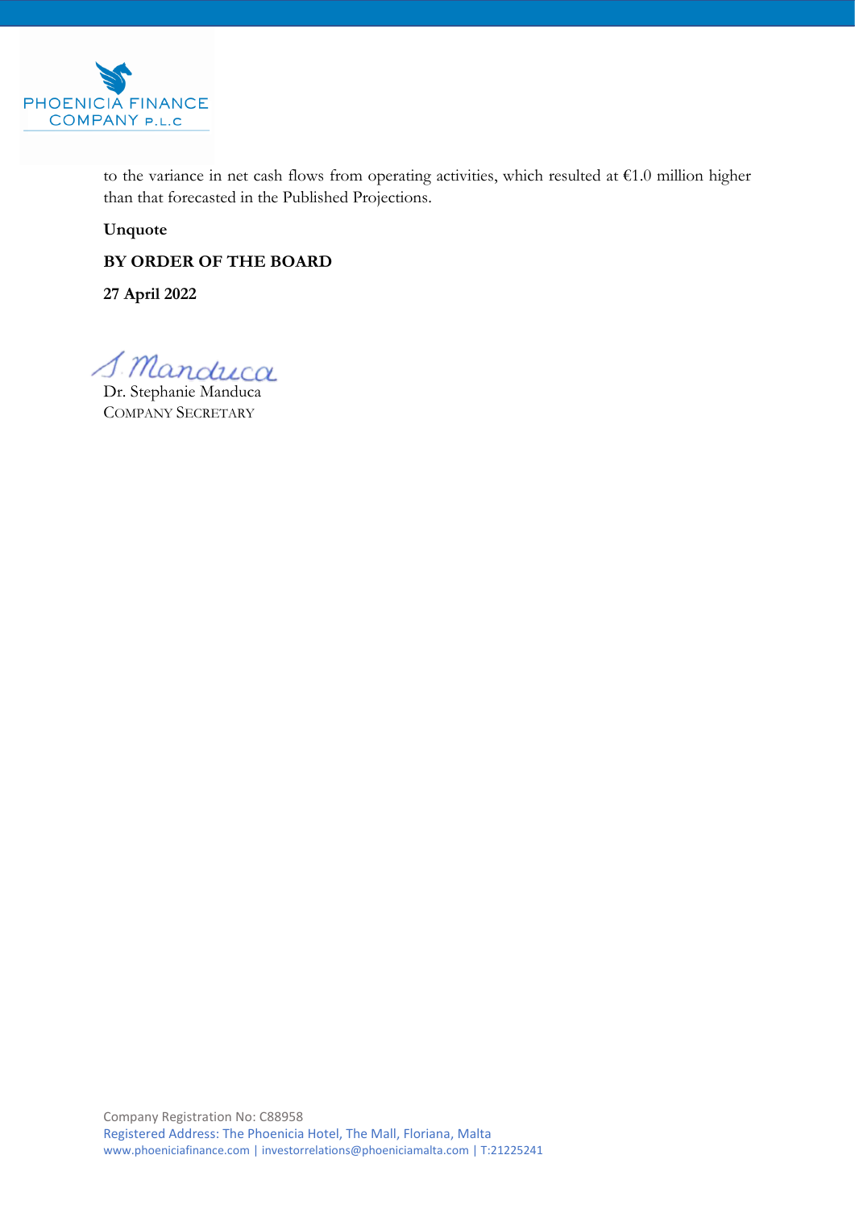to the variance in net cash flows from operating activities, which resulted at €1.0 million higher than that forecasted in the Published Projections.

**Unquote**

**BY ORDER OF THE BOARD**

**27 April 2022**

Dr. Stephanie Manduca
COMPANY SECRETARY

Company Registration No: C88958
Registered Address: The Phoenicia Hotel, The Mall, Floriana, Malta
www.phoeniciafinance.com | investorrelations@phoeniciamalta.com | T:21225241